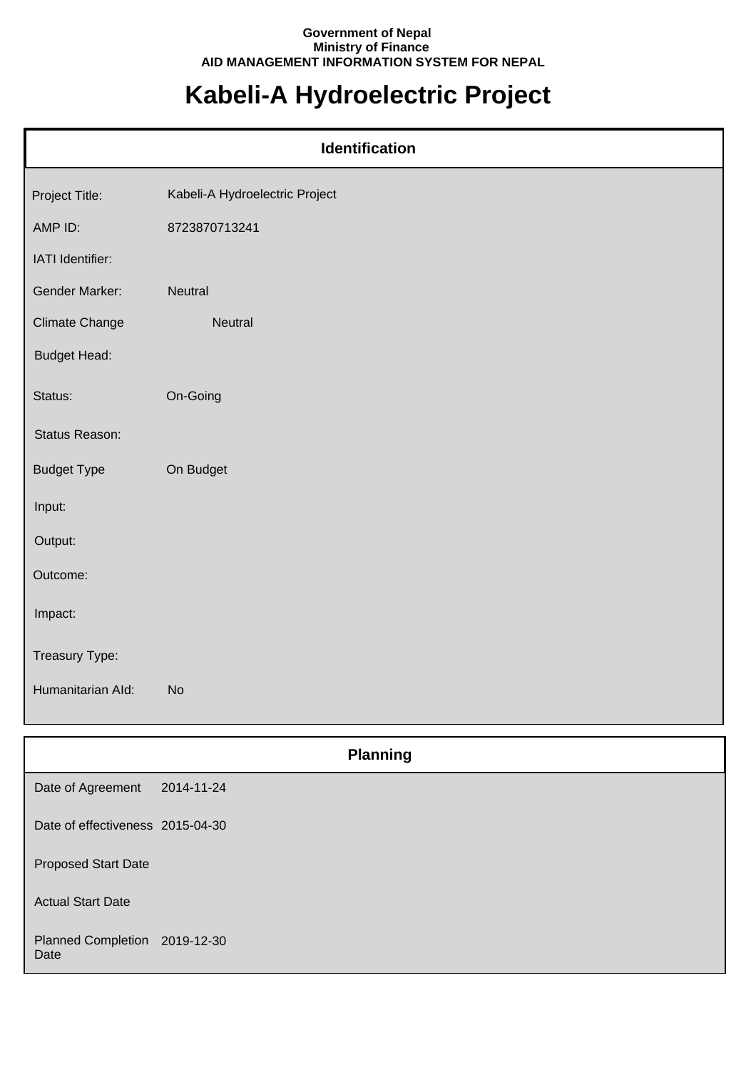**Government of Nepal**
**Ministry of Finance**
**AID MANAGEMENT INFORMATION SYSTEM FOR NEPAL**

# Kabeli-A Hydroelectric Project

## Identification

| | |
|---|---|
| Project Title: | Kabeli-A Hydroelectric Project |
| AMP ID: | 8723870713241 |
| IATI Identifier: | |
| Gender Marker: | Neutral |
| Climate Change | Neutral |
| Budget Head: | |
| Status: | On-Going |
| Status Reason: | |
| Budget Type | On Budget |
| Input: | |
| Output: | |
| Outcome: | |
| Impact: | |
| Treasury Type: | |
| Humanitarian AId: | No |

## Planning

| | |
|---|---|
| Date of Agreement | 2014-11-24 |
| Date of effectiveness | 2015-04-30 |
| Proposed Start Date | |
| Actual Start Date | |
| Planned Completion Date | 2019-12-30 |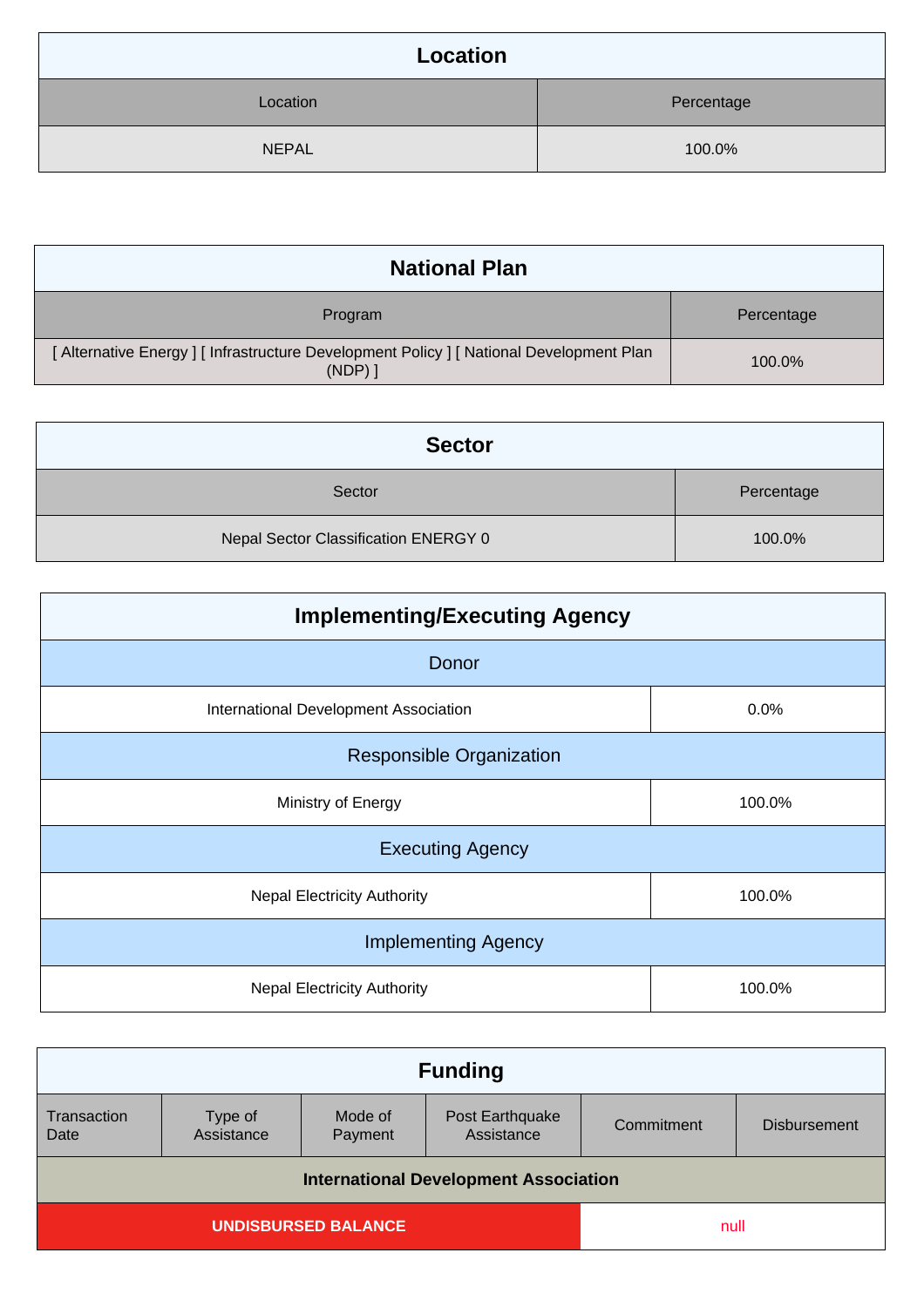## Location

| Location | Percentage |
| --- | --- |
| NEPAL | 100.0% |

## National Plan

| Program | Percentage |
| --- | --- |
| [ Alternative Energy ] [ Infrastructure Development Policy ] [ National Development Plan (NDP) ] | 100.0% |

## Sector

| Sector | Percentage |
| --- | --- |
| Nepal Sector Classification ENERGY 0 | 100.0% |

## Implementing/Executing Agency

| Donor | |
| --- | --- |
| International Development Association | 0.0% |
| **Responsible Organization** | |
| Ministry of Energy | 100.0% |
| **Executing Agency** | |
| Nepal Electricity Authority | 100.0% |
| **Implementing Agency** | |
| Nepal Electricity Authority | 100.0% |

## Funding

| Transaction Date | Type of Assistance | Mode of Payment | Post Earthquake Assistance | Commitment | Disbursement |
| --- | --- | --- | --- | --- | --- |
| **International Development Association** | | | | | |
| **UNDISBURSED BALANCE** | | | | null | |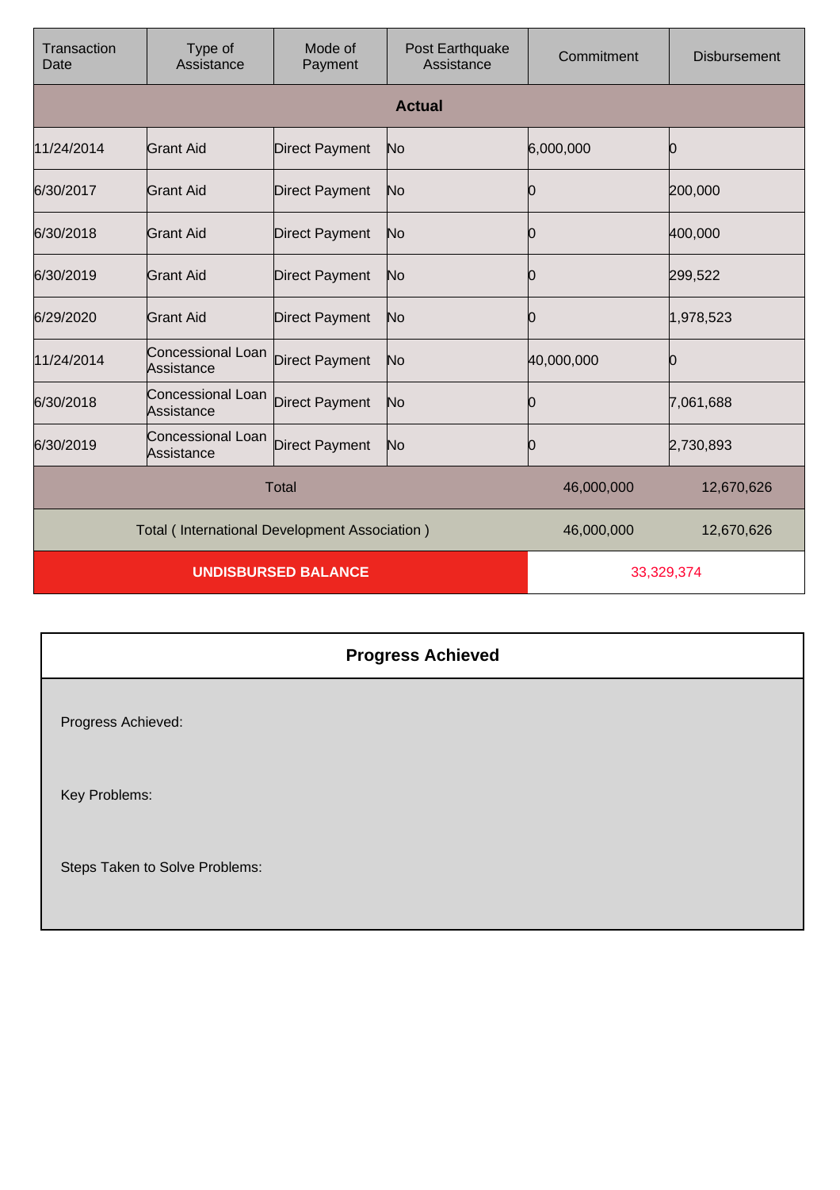| Transaction Date | Type of Assistance | Mode of Payment | Post Earthquake Assistance | Commitment | Disbursement |
|---|---|---|---|---|---|
| **Actual** | | | | | |
| 11/24/2014 | Grant Aid | Direct Payment | No | 6,000,000 | 0 |
| 6/30/2017 | Grant Aid | Direct Payment | No | 0 | 200,000 |
| 6/30/2018 | Grant Aid | Direct Payment | No | 0 | 400,000 |
| 6/30/2019 | Grant Aid | Direct Payment | No | 0 | 299,522 |
| 6/29/2020 | Grant Aid | Direct Payment | No | 0 | 1,978,523 |
| 11/24/2014 | Concessional Loan Assistance | Direct Payment | No | 40,000,000 | 0 |
| 6/30/2018 | Concessional Loan Assistance | Direct Payment | No | 0 | 7,061,688 |
| 6/30/2019 | Concessional Loan Assistance | Direct Payment | No | 0 | 2,730,893 |
| Total | | | | 46,000,000 | 12,670,626 |
| Total ( International Development Association ) | | | | 46,000,000 | 12,670,626 |
| **UNDISBURSED BALANCE** | | | | 33,329,374 | |

## Progress Achieved

Progress Achieved:

Key Problems:

Steps Taken to Solve Problems: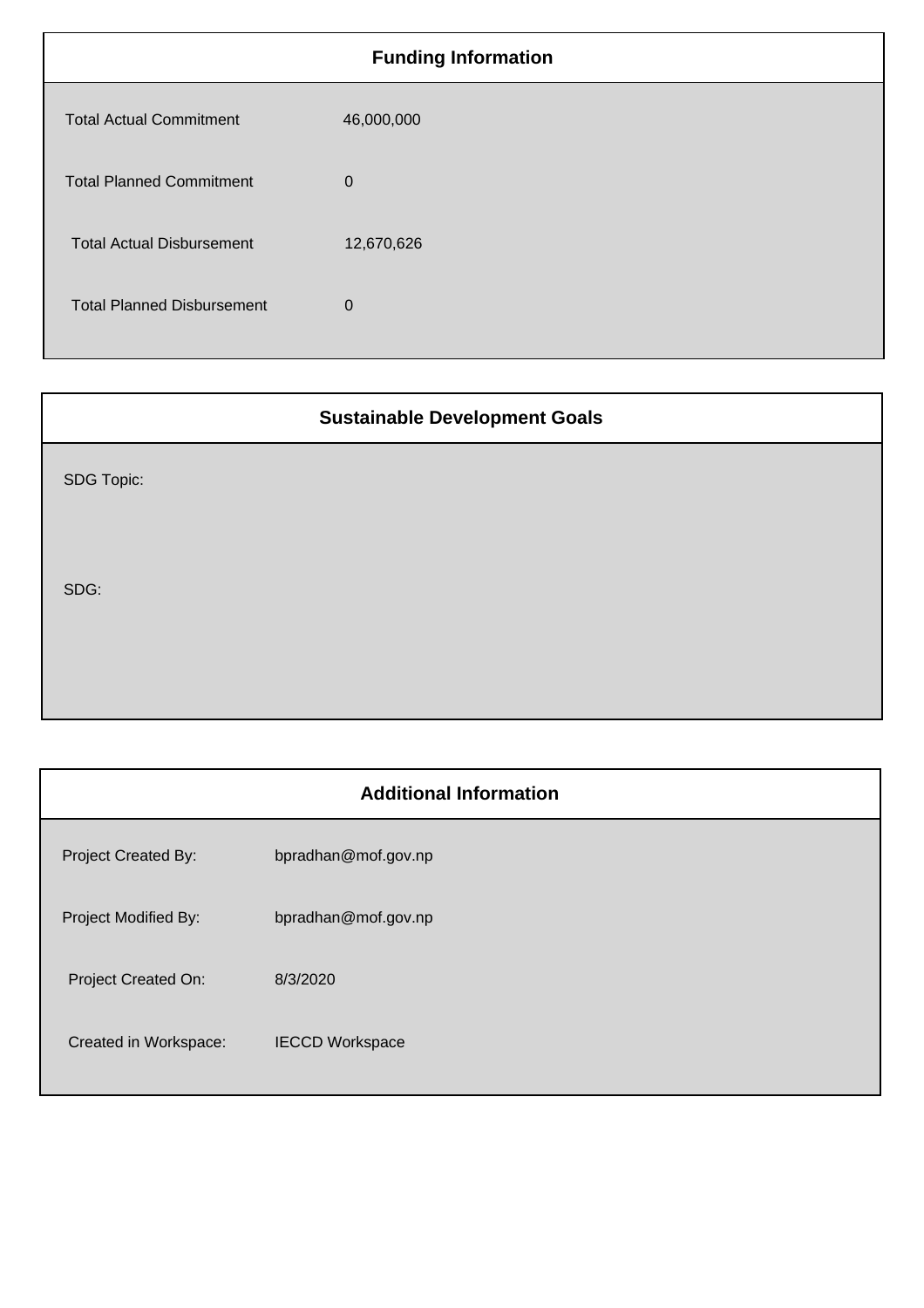## Funding Information

| | |
|---|---|
| Total Actual Commitment | 46,000,000 |
| Total Planned Commitment | 0 |
| Total Actual Disbursement | 12,670,626 |
| Total Planned Disbursement | 0 |

## Sustainable Development Goals

SDG Topic:

SDG:

## Additional Information

| | |
|---|---|
| Project Created By: | bpradhan@mof.gov.np |
| Project Modified By: | bpradhan@mof.gov.np |
| Project Created On: | 8/3/2020 |
| Created in Workspace: | IECCD Workspace |